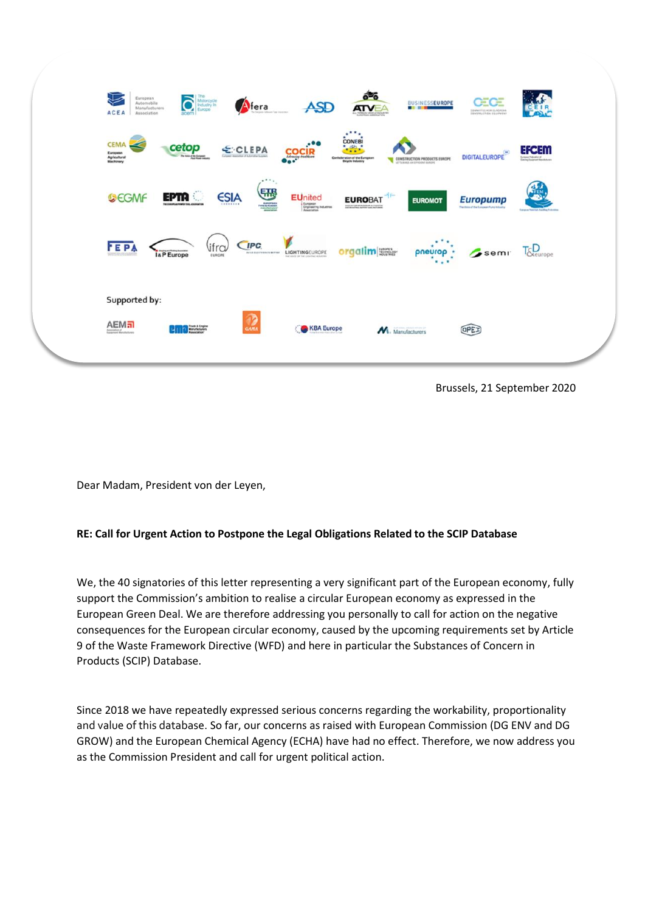Supported by:

Brussels, 21 September 2020

Dear Madam, President von der Leyen,

**RE: Call for Urgent Action to Postpone the Legal Obligations Related to the SCIP Database**

We, the 40 signatories of this letter representing a very significant part of the European economy, fully support the Commission's ambition to realise a circular European economy as expressed in the European Green Deal. We are therefore addressing you personally to call for action on the negative consequences for the European circular economy, caused by the upcoming requirements set by Article 9 of the Waste Framework Directive (WFD) and here in particular the Substances of Concern in Products (SCIP) Database.

Since 2018 we have repeatedly expressed serious concerns regarding the workability, proportionality and value of this database. So far, our concerns as raised with European Commission (DG ENV and DG GROW) and the European Chemical Agency (ECHA) have had no effect. Therefore, we now address you as the Commission President and call for urgent political action.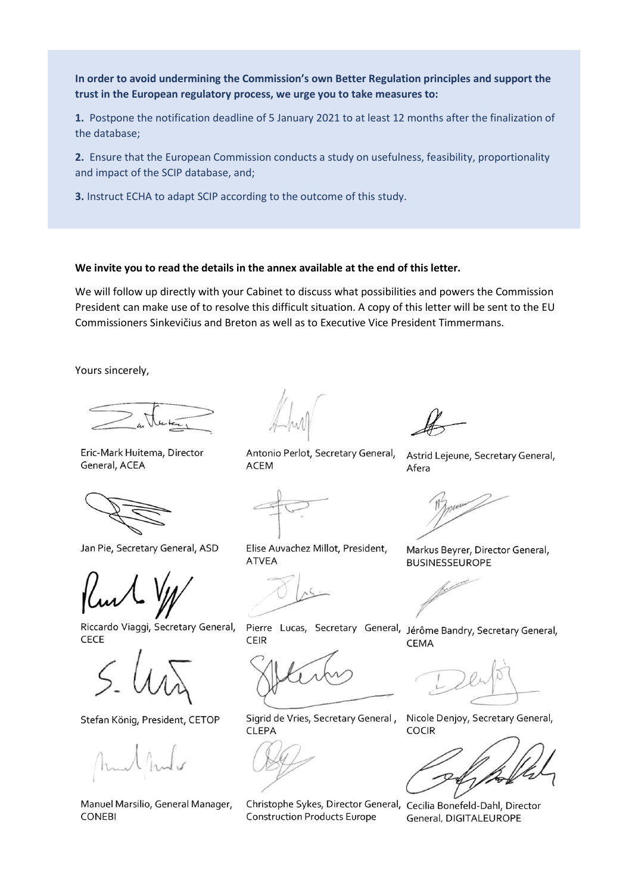**In order to avoid undermining the Commission's own Better Regulation principles and support the trust in the European regulatory process, we urge you to take measures to:**

**1.** Postpone the notification deadline of 5 January 2021 to at least 12 months after the finalization of the database;

**2.** Ensure that the European Commission conducts a study on usefulness, feasibility, proportionality and impact of the SCIP database, and;

**3.** Instruct ECHA to adapt SCIP according to the outcome of this study.

**We invite you to read the details in the annex available at the end of this letter.**

We will follow up directly with your Cabinet to discuss what possibilities and powers the Commission President can make use of to resolve this difficult situation. A copy of this letter will be sent to the EU Commissioners Sinkevičius and Breton as well as to Executive Vice President Timmermans.

Yours sincerely,

Eric-Mark Huitema, Director General, ACEA

Antonio Perlot, Secretary General, ACEM

Astrid Lejeune, Secretary General, Afera

Jan Pie, Secretary General, ASD

Elise Auvachez Millot, President, ATVEA

Markus Beyrer, Director General, BUSINESSEUROPE

Riccardo Viaggi, Secretary General, CECE

Pierre Lucas, Secretary General, CEIR

Jérôme Bandry, Secretary General, CEMA

Stefan König, President, CETOP

Sigrid de Vries, Secretary General, CLEPA

Nicole Denjoy, Secretary General, COCIR

Manuel Marsilio, General Manager, CONEBI

Christophe Sykes, Director General, Construction Products Europe

Cecilia Bonefeld-Dahl, Director General, DIGITALEUROPE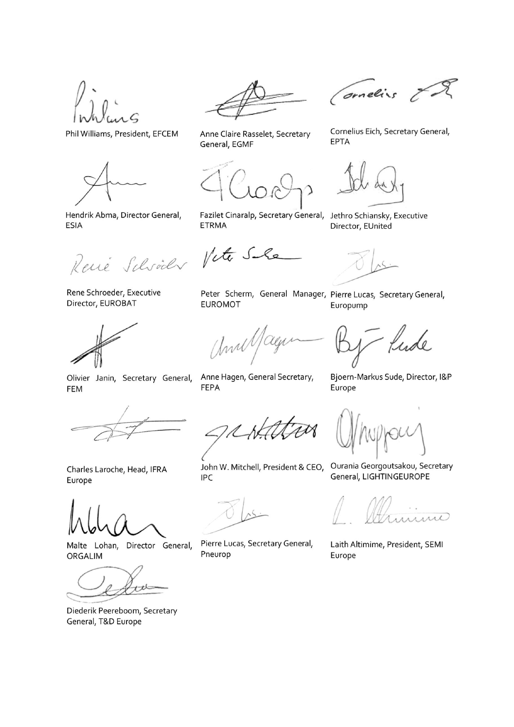Phil Williams, President, EFCEM

Anne Claire Rasselet, Secretary General, EGMF

Cornelius Eich, Secretary General, EPTA

Hendrik Abma, Director General, ESIA

Fazilet Cinaralp, Secretary General, ETRMA

Jethro Schiansky, Executive Director, EUnited

Rene Schroeder, Executive Director, EUROBAT

Peter Scherm, General Manager, EUROMOT

Pierre Lucas, Secretary General, Europump

Olivier Janin, Secretary General, FEM

Anne Hagen, General Secretary, FEPA

Bjoern-Markus Sude, Director, I&P Europe

Charles Laroche, Head, IFRA Europe

John W. Mitchell, President & CEO, IPC

Ourania Georgoutsakou, Secretary General, LIGHTINGEUROPE

Malte Lohan, Director General, ORGALIM

Pierre Lucas, Secretary General, Pneurop

Laith Altimime, President, SEMI Europe

Diederik Peereboom, Secretary General, T&D Europe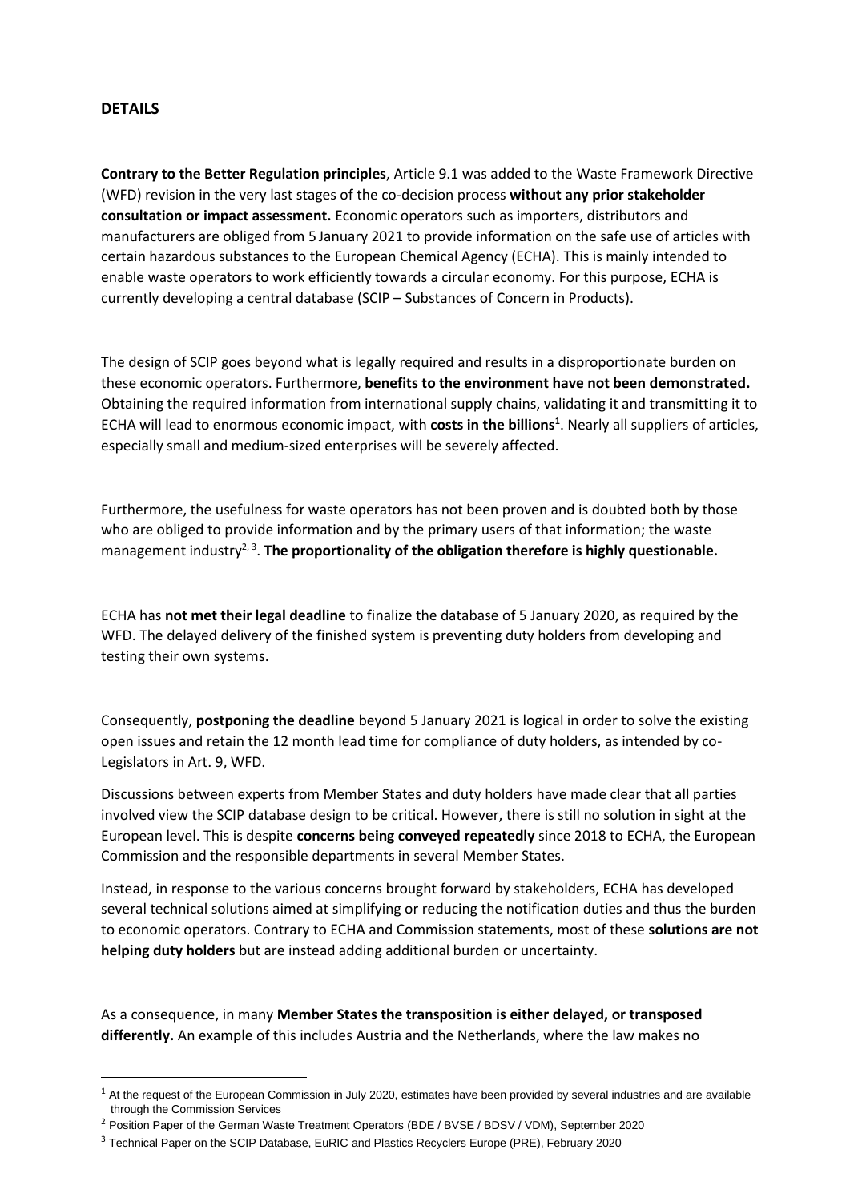## DETAILS

**Contrary to the Better Regulation principles**, Article 9.1 was added to the Waste Framework Directive (WFD) revision in the very last stages of the co-decision process **without any prior stakeholder consultation or impact assessment.** Economic operators such as importers, distributors and manufacturers are obliged from 5 January 2021 to provide information on the safe use of articles with certain hazardous substances to the European Chemical Agency (ECHA). This is mainly intended to enable waste operators to work efficiently towards a circular economy. For this purpose, ECHA is currently developing a central database (SCIP – Substances of Concern in Products).

The design of SCIP goes beyond what is legally required and results in a disproportionate burden on these economic operators. Furthermore, **benefits to the environment have not been demonstrated.** Obtaining the required information from international supply chains, validating it and transmitting it to ECHA will lead to enormous economic impact, with **costs in the billions**[1]. Nearly all suppliers of articles, especially small and medium-sized enterprises will be severely affected.

Furthermore, the usefulness for waste operators has not been proven and is doubted both by those who are obliged to provide information and by the primary users of that information; the waste management industry[2, 3]. **The proportionality of the obligation therefore is highly questionable.**

ECHA has **not met their legal deadline** to finalize the database of 5 January 2020, as required by the WFD. The delayed delivery of the finished system is preventing duty holders from developing and testing their own systems.

Consequently, **postponing the deadline** beyond 5 January 2021 is logical in order to solve the existing open issues and retain the 12 month lead time for compliance of duty holders, as intended by co-Legislators in Art. 9, WFD.

Discussions between experts from Member States and duty holders have made clear that all parties involved view the SCIP database design to be critical. However, there is still no solution in sight at the European level. This is despite **concerns being conveyed repeatedly** since 2018 to ECHA, the European Commission and the responsible departments in several Member States.

Instead, in response to the various concerns brought forward by stakeholders, ECHA has developed several technical solutions aimed at simplifying or reducing the notification duties and thus the burden to economic operators. Contrary to ECHA and Commission statements, most of these **solutions are not helping duty holders** but are instead adding additional burden or uncertainty.

As a consequence, in many **Member States the transposition is either delayed, or transposed differently.** An example of this includes Austria and the Netherlands, where the law makes no

---

[1] At the request of the European Commission in July 2020, estimates have been provided by several industries and are available through the Commission Services

[2] Position Paper of the German Waste Treatment Operators (BDE / BVSE / BDSV / VDM), September 2020

[3] Technical Paper on the SCIP Database, EuRIC and Plastics Recyclers Europe (PRE), February 2020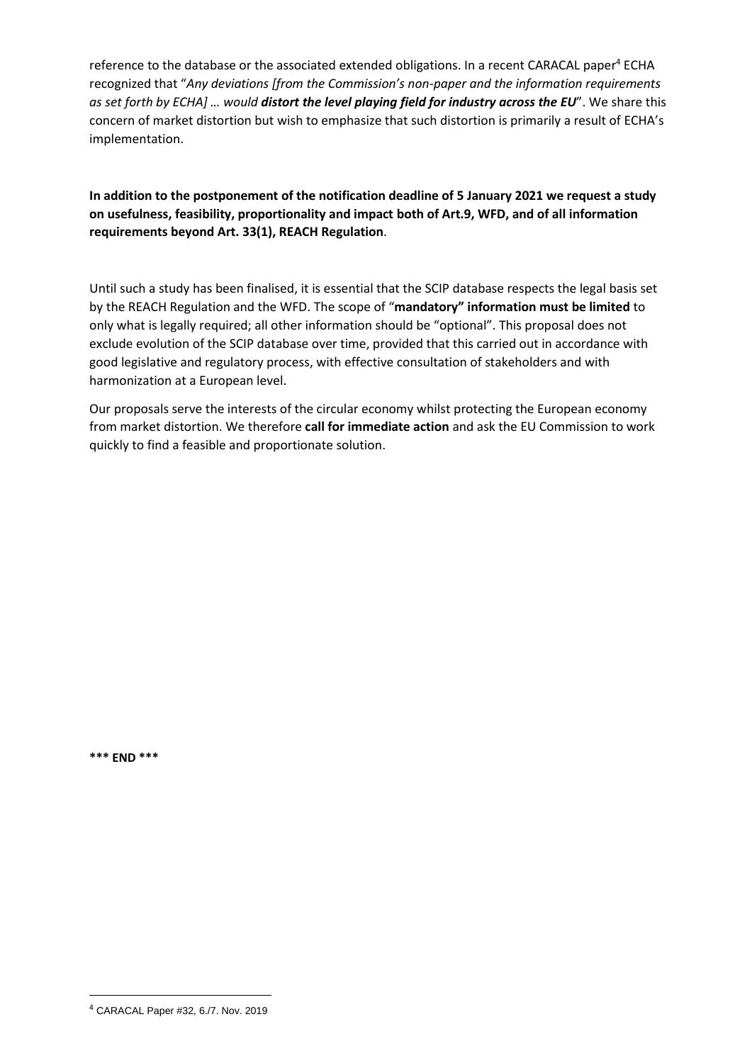reference to the database or the associated extended obligations. In a recent CARACAL paper[4] ECHA recognized that "*Any deviations [from the Commission's non-paper and the information requirements as set forth by ECHA] … would* ***distort the level playing field for industry across the EU***". We share this concern of market distortion but wish to emphasize that such distortion is primarily a result of ECHA's implementation.

**In addition to the postponement of the notification deadline of 5 January 2021 we request a study on usefulness, feasibility, proportionality and impact both of Art.9, WFD, and of all information requirements beyond Art. 33(1), REACH Regulation**.

Until such a study has been finalised, it is essential that the SCIP database respects the legal basis set by the REACH Regulation and the WFD. The scope of "**mandatory" information must be limited** to only what is legally required; all other information should be "optional". This proposal does not exclude evolution of the SCIP database over time, provided that this carried out in accordance with good legislative and regulatory process, with effective consultation of stakeholders and with harmonization at a European level.

Our proposals serve the interests of the circular economy whilst protecting the European economy from market distortion. We therefore **call for immediate action** and ask the EU Commission to work quickly to find a feasible and proportionate solution.

**\*\*\* END \*\*\***

[4] CARACAL Paper #32, 6./7. Nov. 2019